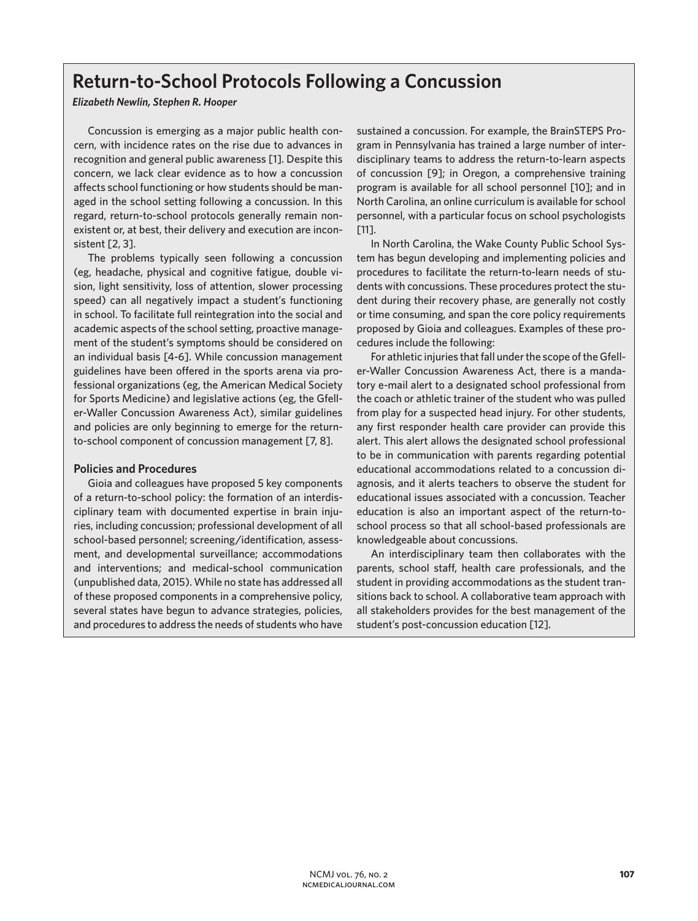# Return-to-School Protocols Following a Concussion

*Elizabeth Newlin, Stephen R. Hooper*

Concussion is emerging as a major public health concern, with incidence rates on the rise due to advances in recognition and general public awareness [1]. Despite this concern, we lack clear evidence as to how a concussion affects school functioning or how students should be managed in the school setting following a concussion. In this regard, return-to-school protocols generally remain nonexistent or, at best, their delivery and execution are inconsistent [2, 3].

The problems typically seen following a concussion (eg, headache, physical and cognitive fatigue, double vision, light sensitivity, loss of attention, slower processing speed) can all negatively impact a student's functioning in school. To facilitate full reintegration into the social and academic aspects of the school setting, proactive management of the student's symptoms should be considered on an individual basis [4-6]. While concussion management guidelines have been offered in the sports arena via professional organizations (eg, the American Medical Society for Sports Medicine) and legislative actions (eg, the Gfeller-Waller Concussion Awareness Act), similar guidelines and policies are only beginning to emerge for the return-to-school component of concussion management [7, 8].

## Policies and Procedures

Gioia and colleagues have proposed 5 key components of a return-to-school policy: the formation of an interdisciplinary team with documented expertise in brain injuries, including concussion; professional development of all school-based personnel; screening/identification, assessment, and developmental surveillance; accommodations and interventions; and medical-school communication (unpublished data, 2015). While no state has addressed all of these proposed components in a comprehensive policy, several states have begun to advance strategies, policies, and procedures to address the needs of students who have sustained a concussion. For example, the BrainSTEPS Program in Pennsylvania has trained a large number of interdisciplinary teams to address the return-to-learn aspects of concussion [9]; in Oregon, a comprehensive training program is available for all school personnel [10]; and in North Carolina, an online curriculum is available for school personnel, with a particular focus on school psychologists [11].

In North Carolina, the Wake County Public School System has begun developing and implementing policies and procedures to facilitate the return-to-learn needs of students with concussions. These procedures protect the student during their recovery phase, are generally not costly or time consuming, and span the core policy requirements proposed by Gioia and colleagues. Examples of these procedures include the following:

For athletic injuries that fall under the scope of the Gfeller-Waller Concussion Awareness Act, there is a mandatory e-mail alert to a designated school professional from the coach or athletic trainer of the student who was pulled from play for a suspected head injury. For other students, any first responder health care provider can provide this alert. This alert allows the designated school professional to be in communication with parents regarding potential educational accommodations related to a concussion diagnosis, and it alerts teachers to observe the student for educational issues associated with a concussion. Teacher education is also an important aspect of the return-to-school process so that all school-based professionals are knowledgeable about concussions.

An interdisciplinary team then collaborates with the parents, school staff, health care professionals, and the student in providing accommodations as the student transitions back to school. A collaborative team approach with all stakeholders provides for the best management of the student's post-concussion education [12].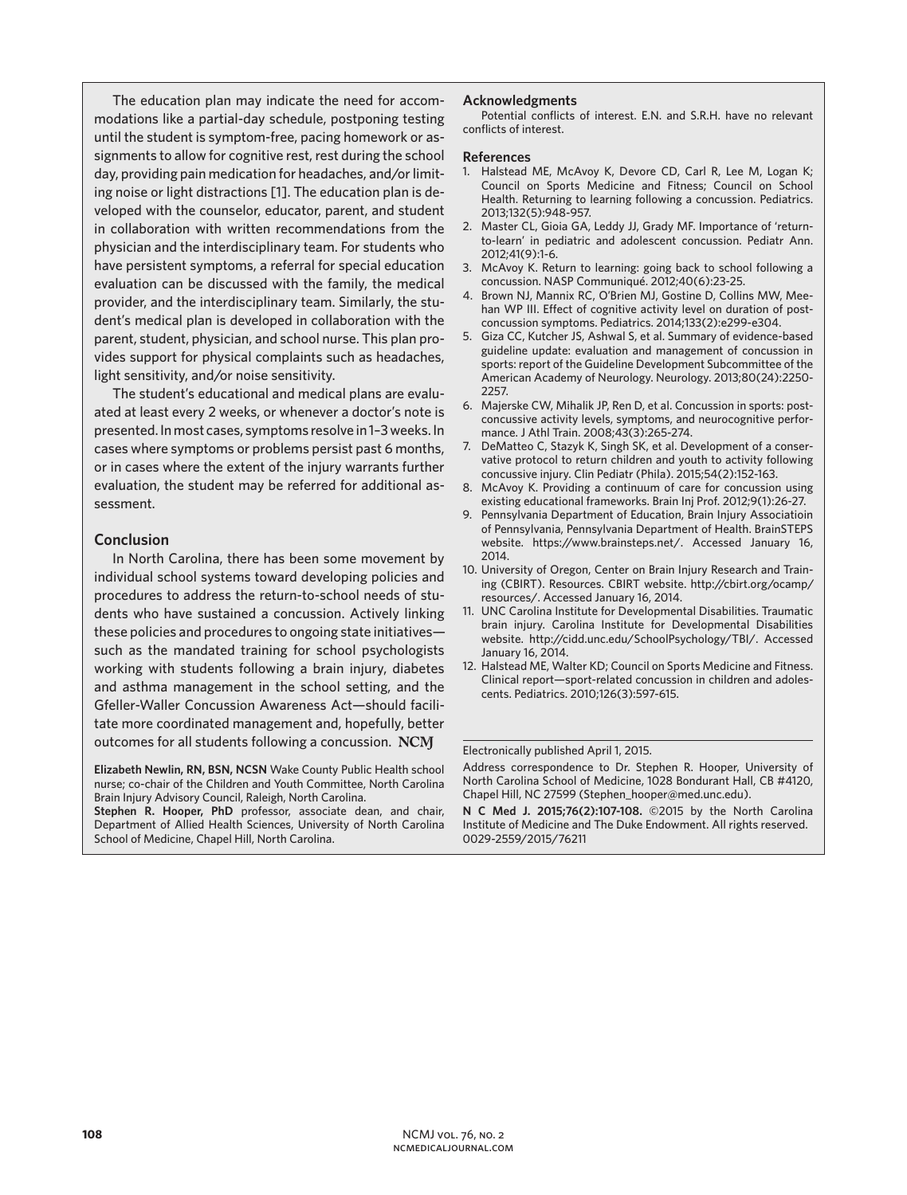The education plan may indicate the need for accommodations like a partial-day schedule, postponing testing until the student is symptom-free, pacing homework or assignments to allow for cognitive rest, rest during the school day, providing pain medication for headaches, and/or limiting noise or light distractions [1]. The education plan is developed with the counselor, educator, parent, and student in collaboration with written recommendations from the physician and the interdisciplinary team. For students who have persistent symptoms, a referral for special education evaluation can be discussed with the family, the medical provider, and the interdisciplinary team. Similarly, the student's medical plan is developed in collaboration with the parent, student, physician, and school nurse. This plan provides support for physical complaints such as headaches, light sensitivity, and/or noise sensitivity.

The student's educational and medical plans are evaluated at least every 2 weeks, or whenever a doctor's note is presented. In most cases, symptoms resolve in 1–3 weeks. In cases where symptoms or problems persist past 6 months, or in cases where the extent of the injury warrants further evaluation, the student may be referred for additional assessment.

## Conclusion

In North Carolina, there has been some movement by individual school systems toward developing policies and procedures to address the return-to-school needs of students who have sustained a concussion. Actively linking these policies and procedures to ongoing state initiatives—such as the mandated training for school psychologists working with students following a brain injury, diabetes and asthma management in the school setting, and the Gfeller-Waller Concussion Awareness Act—should facilitate more coordinated management and, hopefully, better outcomes for all students following a concussion. NCMJ

**Elizabeth Newlin, RN, BSN, NCSN** Wake County Public Health school nurse; co-chair of the Children and Youth Committee, North Carolina Brain Injury Advisory Council, Raleigh, North Carolina.

**Stephen R. Hooper, PhD** professor, associate dean, and chair, Department of Allied Health Sciences, University of North Carolina School of Medicine, Chapel Hill, North Carolina.

### Acknowledgments

Potential conflicts of interest. E.N. and S.R.H. have no relevant conflicts of interest.

### References

1. Halstead ME, McAvoy K, Devore CD, Carl R, Lee M, Logan K; Council on Sports Medicine and Fitness; Council on School Health. Returning to learning following a concussion. Pediatrics. 2013;132(5):948-957.
2. Master CL, Gioia GA, Leddy JJ, Grady MF. Importance of 'return-to-learn' in pediatric and adolescent concussion. Pediatr Ann. 2012;41(9):1-6.
3. McAvoy K. Return to learning: going back to school following a concussion. NASP Communiqué. 2012;40(6):23-25.
4. Brown NJ, Mannix RC, O'Brien MJ, Gostine D, Collins MW, Meehan WP III. Effect of cognitive activity level on duration of post-concussion symptoms. Pediatrics. 2014;133(2):e299-e304.
5. Giza CC, Kutcher JS, Ashwal S, et al. Summary of evidence-based guideline update: evaluation and management of concussion in sports: report of the Guideline Development Subcommittee of the American Academy of Neurology. Neurology. 2013;80(24):2250-2257.
6. Majerske CW, Mihalik JP, Ren D, et al. Concussion in sports: post-concussive activity levels, symptoms, and neurocognitive performance. J Athl Train. 2008;43(3):265-274.
7. DeMatteo C, Stazyk K, Singh SK, et al. Development of a conservative protocol to return children and youth to activity following concussive injury. Clin Pediatr (Phila). 2015;54(2):152-163.
8. McAvoy K. Providing a continuum of care for concussion using existing educational frameworks. Brain Inj Prof. 2012;9(1):26-27.
9. Pennsylvania Department of Education, Brain Injury Associatioin of Pennsylvania, Pennsylvania Department of Health. BrainSTEPS website. https://www.brainsteps.net/. Accessed January 16, 2014.
10. University of Oregon, Center on Brain Injury Research and Training (CBIRT). Resources. CBIRT website. http://cbirt.org/ocamp/resources/. Accessed January 16, 2014.
11. UNC Carolina Institute for Developmental Disabilities. Traumatic brain injury. Carolina Institute for Developmental Disabilities website. http://cidd.unc.edu/SchoolPsychology/TBI/. Accessed January 16, 2014.
12. Halstead ME, Walter KD; Council on Sports Medicine and Fitness. Clinical report—sport-related concussion in children and adolescents. Pediatrics. 2010;126(3):597-615.

Electronically published April 1, 2015.

Address correspondence to Dr. Stephen R. Hooper, University of North Carolina School of Medicine, 1028 Bondurant Hall, CB #4120, Chapel Hill, NC 27599 (Stephen_hooper@med.unc.edu).

**N C Med J. 2015;76(2):107-108.** ©2015 by the North Carolina Institute of Medicine and The Duke Endowment. All rights reserved. 0029-2559/2015/76211